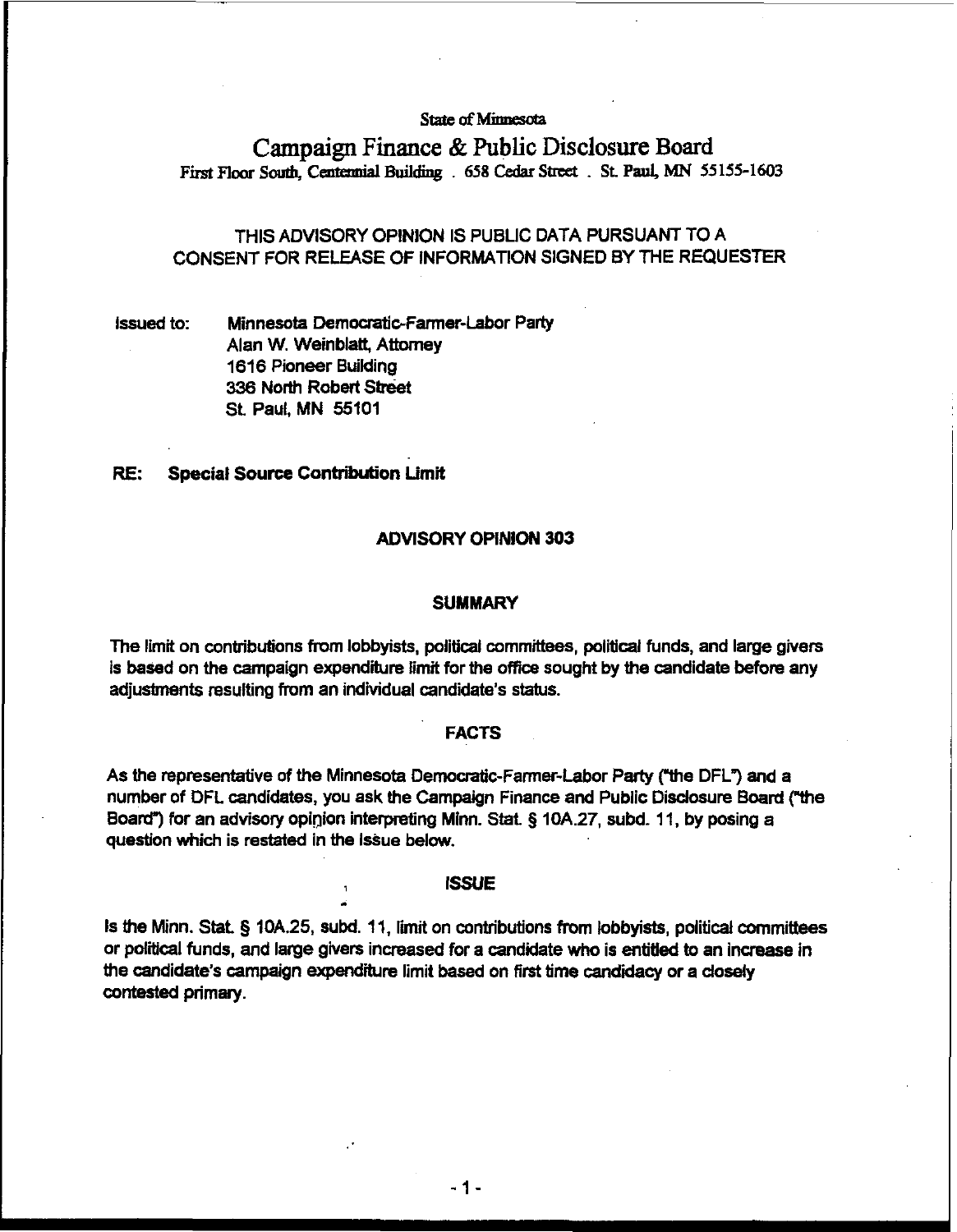State of Minnesota

# Campaign Finance & Public Disclosure Board

First Floor South, Centennial Building . 658 Cedar Street . St. Paul, MN 55155-1603

THIS ADVISORY OPINION IS PUBLIC DATA PURSUANT TO A CONSENT FOR RELEASE OF INFORMATION SIGNED BY THE REQUESTER

Issued to: Minnesota Democratic-Farmer-Labor Party
Alan W. Weinblatt, Attorney
1616 Pioneer Building
336 North Robert Street
St. Paul, MN 55101

**RE: Special Source Contribution Limit**

## ADVISORY OPINION 303

### SUMMARY

The limit on contributions from lobbyists, political committees, political funds, and large givers is based on the campaign expenditure limit for the office sought by the candidate before any adjustments resulting from an individual candidate's status.

### FACTS

As the representative of the Minnesota Democratic-Farmer-Labor Party ("the DFL") and a number of DFL candidates, you ask the Campaign Finance and Public Disclosure Board ("the Board") for an advisory opinion interpreting Minn. Stat. § 10A.27, subd. 11, by posing a question which is restated in the Issue below.

### ISSUE

Is the Minn. Stat. § 10A.25, subd. 11, limit on contributions from lobbyists, political committees or political funds, and large givers increased for a candidate who is entitled to an increase in the candidate's campaign expenditure limit based on first time candidacy or a closely contested primary.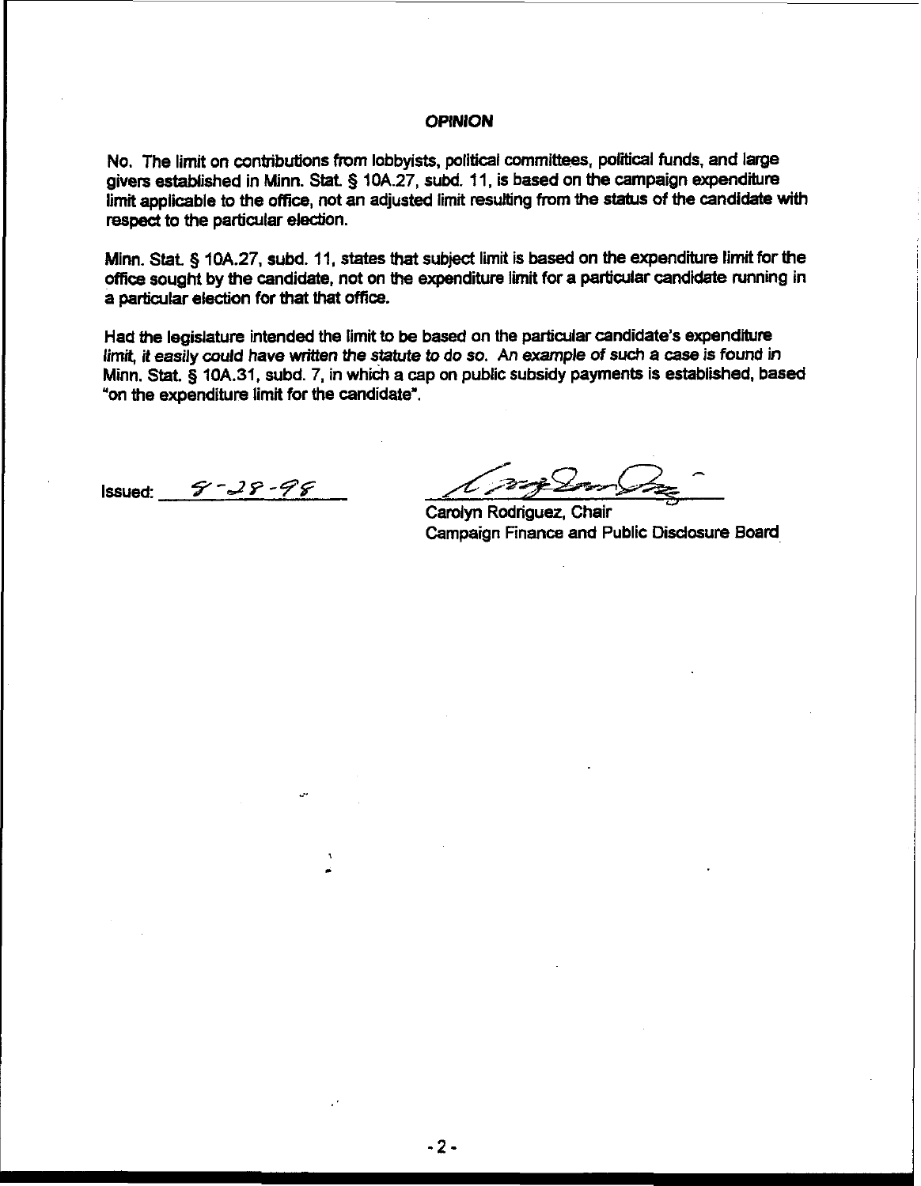## OPINION

No. The limit on contributions from lobbyists, political committees, political funds, and large givers established in Minn. Stat. § 10A.27, subd. 11, is based on the campaign expenditure limit applicable to the office, not an adjusted limit resulting from the status of the candidate with respect to the particular election.

Minn. Stat. § 10A.27, subd. 11, states that subject limit is based on the expenditure limit for the office sought by the candidate, not on the expenditure limit for a particular candidate running in a particular election for that that office.

Had the legislature intended the limit to be based on the particular candidate's expenditure limit, it easily could have written the statute to do so. An example of such a case is found in Minn. Stat. § 10A.31, subd. 7, in which a cap on public subsidy payments is established, based "on the expenditure limit for the candidate".

Issued: 9-28-98

Carolyn Rodriguez, Chair
Campaign Finance and Public Disclosure Board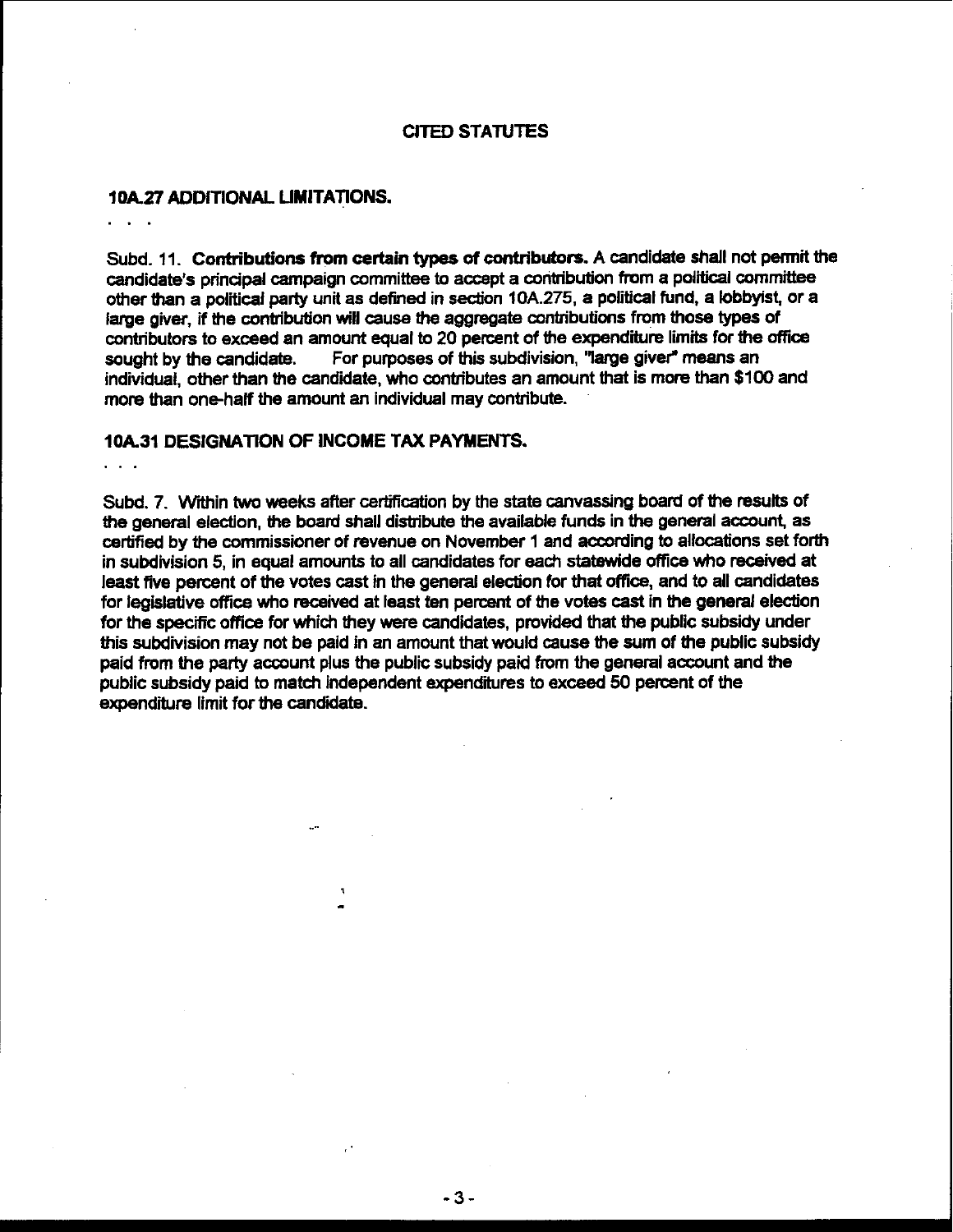## CITED STATUTES

### 10A.27 ADDITIONAL LIMITATIONS.

. . .

Subd. 11. **Contributions from certain types of contributors.** A candidate shall not permit the candidate's principal campaign committee to accept a contribution from a political committee other than a political party unit as defined in section 10A.275, a political fund, a lobbyist, or a large giver, if the contribution will cause the aggregate contributions from those types of contributors to exceed an amount equal to 20 percent of the expenditure limits for the office sought by the candidate. For purposes of this subdivision, "large giver" means an individual, other than the candidate, who contributes an amount that is more than $100 and more than one-half the amount an individual may contribute.

### 10A.31 DESIGNATION OF INCOME TAX PAYMENTS.

. . .

Subd. 7. Within two weeks after certification by the state canvassing board of the results of the general election, the board shall distribute the available funds in the general account, as certified by the commissioner of revenue on November 1 and according to allocations set forth in subdivision 5, in equal amounts to all candidates for each statewide office who received at least five percent of the votes cast in the general election for that office, and to all candidates for legislative office who received at least ten percent of the votes cast in the general election for the specific office for which they were candidates, provided that the public subsidy under this subdivision may not be paid in an amount that would cause the sum of the public subsidy paid from the party account plus the public subsidy paid from the general account and the public subsidy paid to match independent expenditures to exceed 50 percent of the expenditure limit for the candidate.